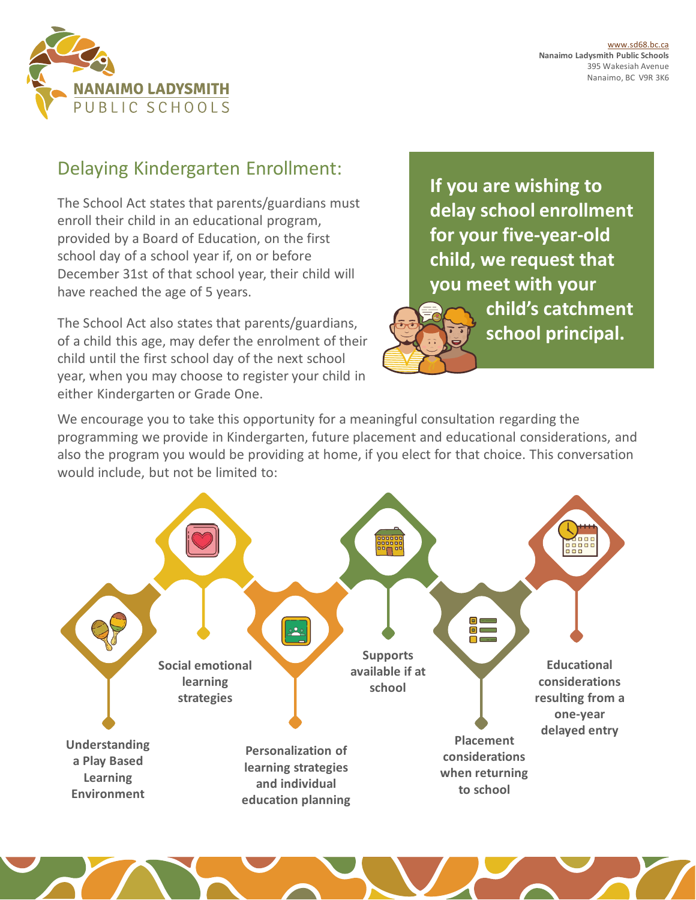www.sd68.bc.ca
**Nanaimo Ladysmith Public Schools**
395 Wakesiah Avenue
Nanaimo, BC V9R 3K6

## Delaying Kindergarten Enrollment:

The School Act states that parents/guardians must enroll their child in an educational program, provided by a Board of Education, on the first school day of a school year if, on or before December 31st of that school year, their child will have reached the age of 5 years.

The School Act also states that parents/guardians, of a child this age, may defer the enrolment of their child until the first school day of the next school year, when you may choose to register your child in either Kindergarten or Grade One.

**If you are wishing to delay school enrollment for your five-year-old child, we request that you meet with your child's catchment school principal.**

We encourage you to take this opportunity for a meaningful consultation regarding the programming we provide in Kindergarten, future placement and educational considerations, and also the program you would be providing at home, if you elect for that choice. This conversation would include, but not be limited to:

- **Understanding a Play Based Learning Environment**
- **Social emotional learning strategies**
- **Personalization of learning strategies and individual education planning**
- **Supports available if at school**
- **Placement considerations when returning to school**
- **Educational considerations resulting from a one-year delayed entry**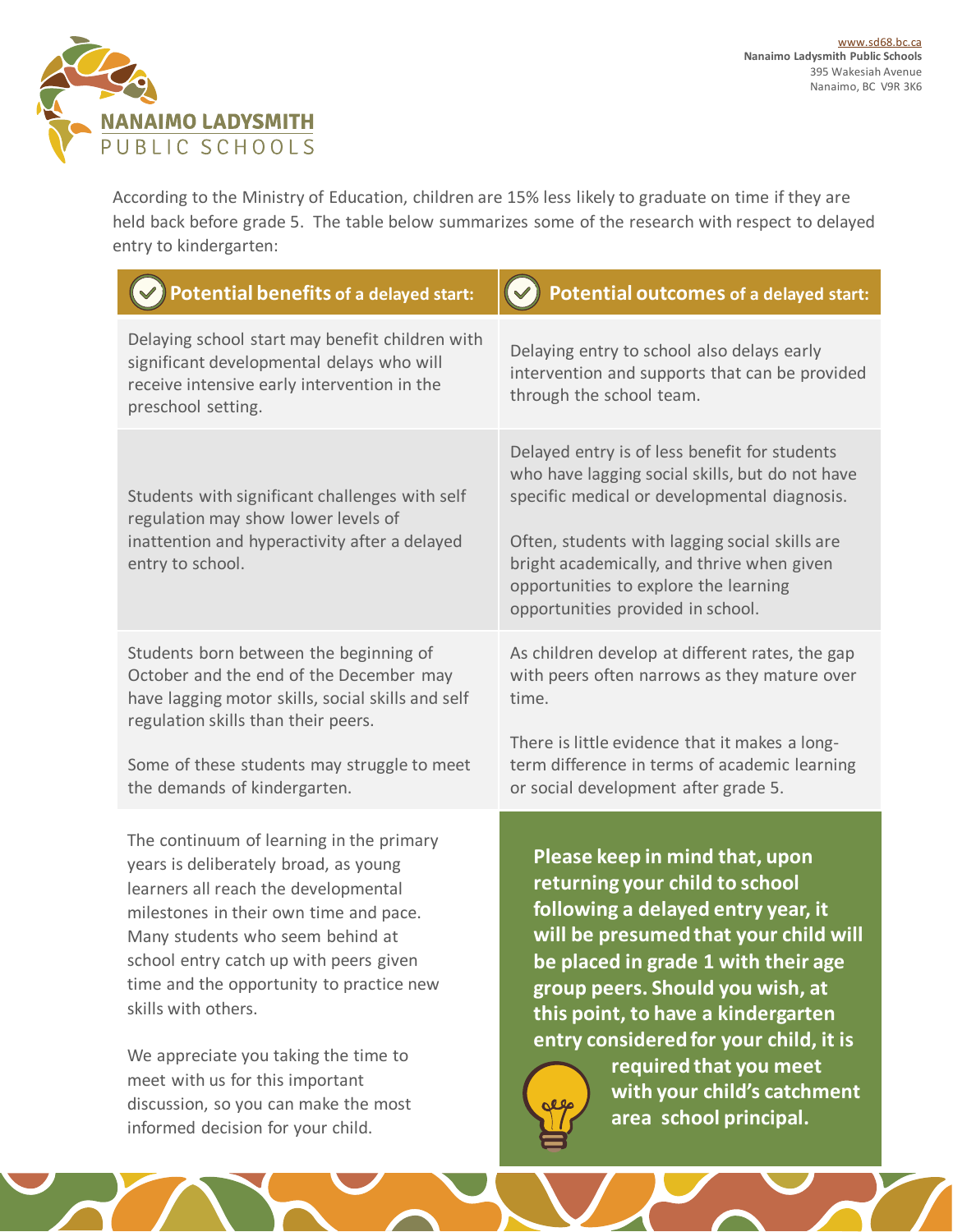According to the Ministry of Education, children are 15% less likely to graduate on time if they are held back before grade 5. The table below summarizes some of the research with respect to delayed entry to kindergarten:

| **Potential benefits** of a delayed start: | **Potential outcomes** of a delayed start: |
|---|---|
| Delaying school start may benefit children with significant developmental delays who will receive intensive early intervention in the preschool setting. | Delaying entry to school also delays early intervention and supports that can be provided through the school team. |
| Students with significant challenges with self regulation may show lower levels of inattention and hyperactivity after a delayed entry to school. | Delayed entry is of less benefit for students who have lagging social skills, but do not have specific medical or developmental diagnosis.<br><br>Often, students with lagging social skills are bright academically, and thrive when given opportunities to explore the learning opportunities provided in school. |
| Students born between the beginning of October and the end of the December may have lagging motor skills, social skills and self regulation skills than their peers.<br><br>Some of these students may struggle to meet the demands of kindergarten. | As children develop at different rates, the gap with peers often narrows as they mature over time.<br><br>There is little evidence that it makes a long-term difference in terms of academic learning or social development after grade 5. |

The continuum of learning in the primary years is deliberately broad, as young learners all reach the developmental milestones in their own time and pace. Many students who seem behind at school entry catch up with peers given time and the opportunity to practice new skills with others.

We appreciate you taking the time to meet with us for this important discussion, so you can make the most informed decision for your child.

**Please keep in mind that, upon returning your child to school following a delayed entry year, it will be presumed that your child will be placed in grade 1 with their age group peers. Should you wish, at this point, to have a kindergarten entry considered for your child, it is required that you meet with your child's catchment area school principal.**